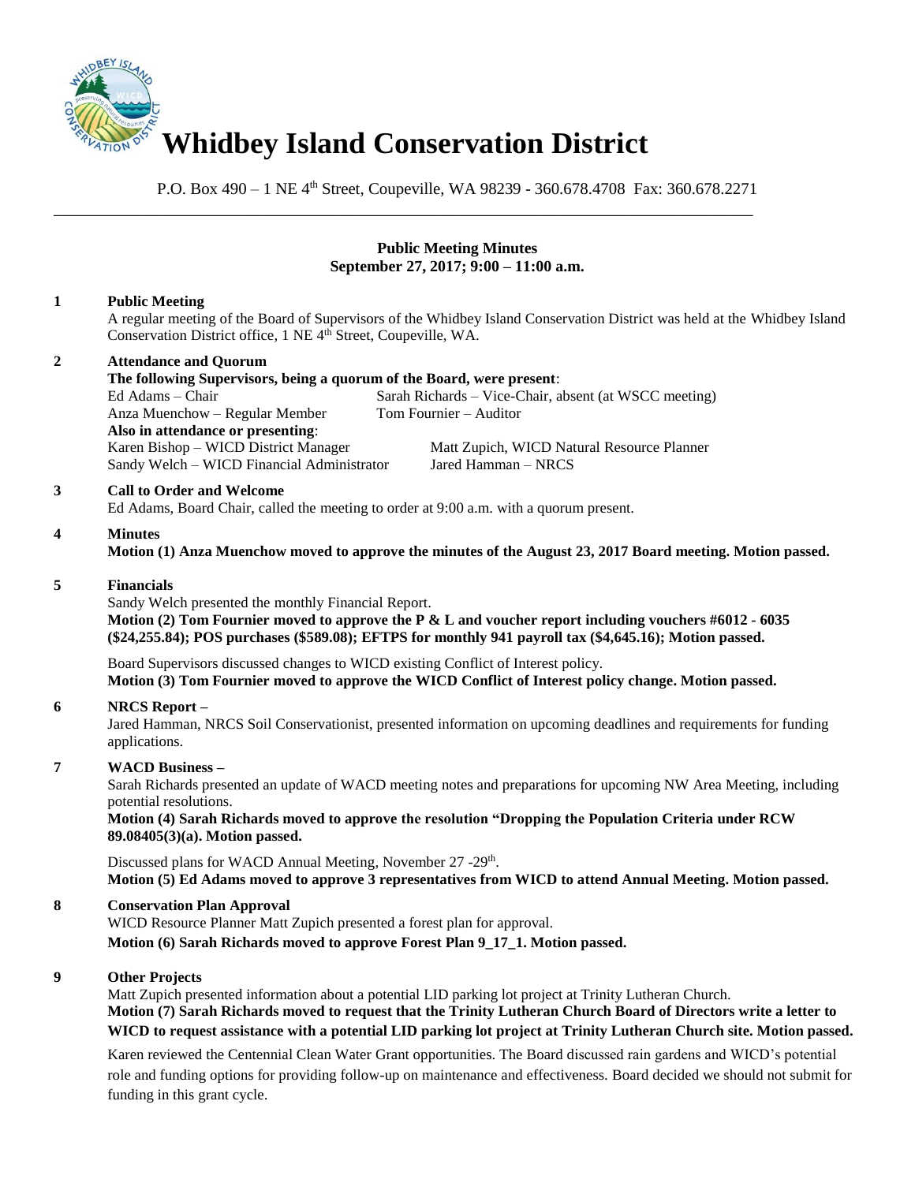# Whidbey Island Conservation District

P.O. Box 490 – 1 NE 4th Street, Coupeville, WA 98239 - 360.678.4708 Fax: 360.678.2271

---

**Public Meeting Minutes**
**September 27, 2017; 9:00 – 11:00 a.m.**

**1 Public Meeting**

A regular meeting of the Board of Supervisors of the Whidbey Island Conservation District was held at the Whidbey Island Conservation District office, 1 NE 4th Street, Coupeville, WA.

**2 Attendance and Quorum**

**The following Supervisors, being a quorum of the Board, were present**:

Ed Adams – Chair
Sarah Richards – Vice-Chair, absent (at WSCC meeting)
Anza Muenchow – Regular Member
Tom Fournier – Auditor

**Also in attendance or presenting**:

Karen Bishop – WICD District Manager
Matt Zupich, WICD Natural Resource Planner
Sandy Welch – WICD Financial Administrator
Jared Hamman – NRCS

**3 Call to Order and Welcome**

Ed Adams, Board Chair, called the meeting to order at 9:00 a.m. with a quorum present.

**4 Minutes**

**Motion (1) Anza Muenchow moved to approve the minutes of the August 23, 2017 Board meeting. Motion passed.**

**5 Financials**

Sandy Welch presented the monthly Financial Report.

**Motion (2) Tom Fournier moved to approve the P & L and voucher report including vouchers #6012 - 6035 ($24,255.84); POS purchases ($589.08); EFTPS for monthly 941 payroll tax ($4,645.16); Motion passed.**

Board Supervisors discussed changes to WICD existing Conflict of Interest policy.

**Motion (3) Tom Fournier moved to approve the WICD Conflict of Interest policy change. Motion passed.**

**6 NRCS Report –**

Jared Hamman, NRCS Soil Conservationist, presented information on upcoming deadlines and requirements for funding applications.

**7 WACD Business –**

Sarah Richards presented an update of WACD meeting notes and preparations for upcoming NW Area Meeting, including potential resolutions.

**Motion (4) Sarah Richards moved to approve the resolution "Dropping the Population Criteria under RCW 89.08405(3)(a). Motion passed.**

Discussed plans for WACD Annual Meeting, November 27 -29th.

**Motion (5) Ed Adams moved to approve 3 representatives from WICD to attend Annual Meeting. Motion passed.**

**8 Conservation Plan Approval**

WICD Resource Planner Matt Zupich presented a forest plan for approval.

**Motion (6) Sarah Richards moved to approve Forest Plan 9_17_1. Motion passed.**

**9 Other Projects**

Matt Zupich presented information about a potential LID parking lot project at Trinity Lutheran Church.

**Motion (7) Sarah Richards moved to request that the Trinity Lutheran Church Board of Directors write a letter to WICD to request assistance with a potential LID parking lot project at Trinity Lutheran Church site. Motion passed.**

Karen reviewed the Centennial Clean Water Grant opportunities. The Board discussed rain gardens and WICD's potential role and funding options for providing follow-up on maintenance and effectiveness. Board decided we should not submit for funding in this grant cycle.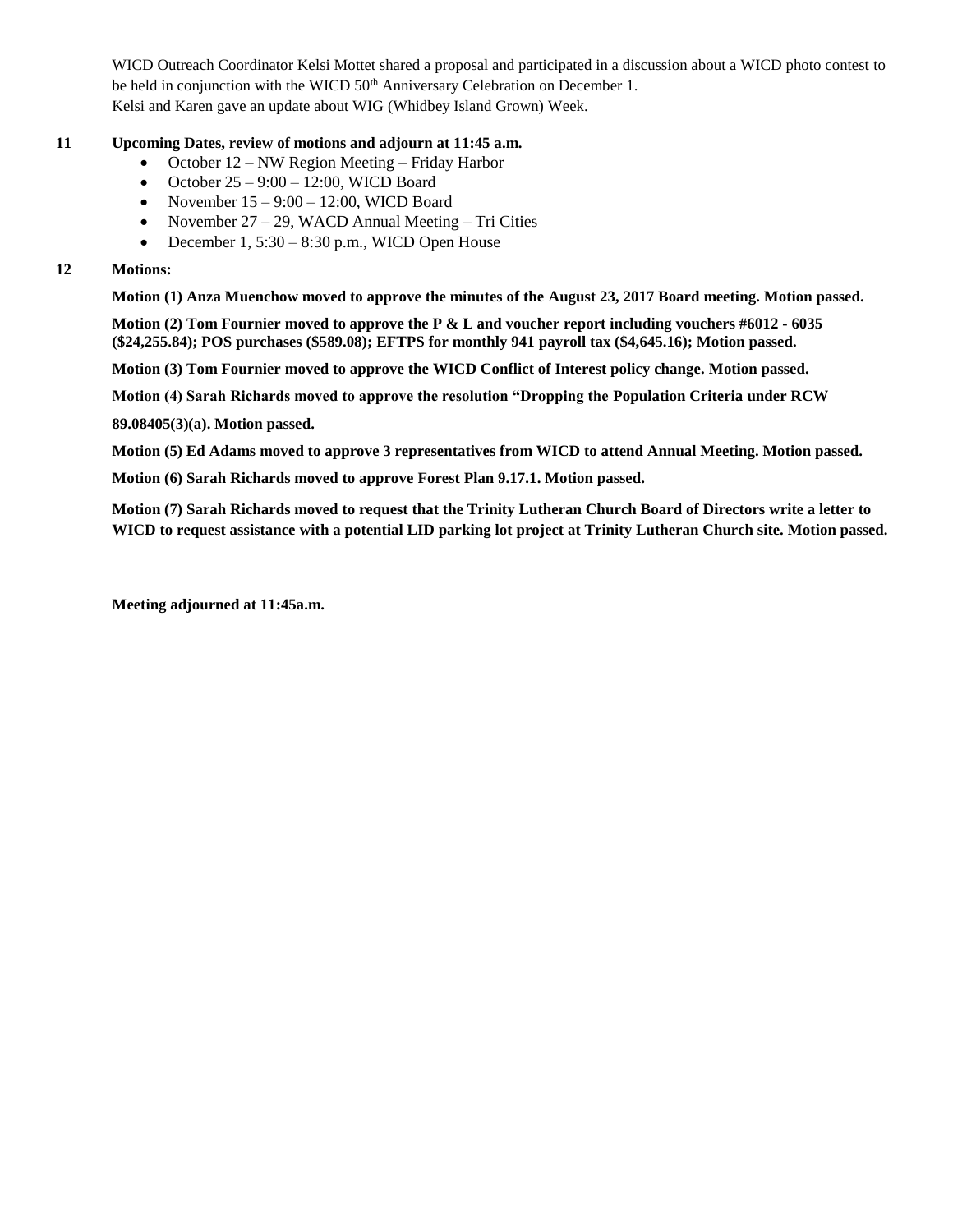WICD Outreach Coordinator Kelsi Mottet shared a proposal and participated in a discussion about a WICD photo contest to be held in conjunction with the WICD 50th Anniversary Celebration on December 1.
Kelsi and Karen gave an update about WIG (Whidbey Island Grown) Week.

**11 Upcoming Dates, review of motions and adjourn at 11:45 a.m.**

- October 12 – NW Region Meeting – Friday Harbor
- October 25 – 9:00 – 12:00, WICD Board
- November 15 – 9:00 – 12:00, WICD Board
- November 27 – 29, WACD Annual Meeting – Tri Cities
- December 1, 5:30 – 8:30 p.m., WICD Open House

**12 Motions:**

**Motion (1) Anza Muenchow moved to approve the minutes of the August 23, 2017 Board meeting. Motion passed.**

**Motion (2) Tom Fournier moved to approve the P & L and voucher report including vouchers #6012 - 6035 ($24,255.84); POS purchases ($589.08); EFTPS for monthly 941 payroll tax ($4,645.16); Motion passed.**

**Motion (3) Tom Fournier moved to approve the WICD Conflict of Interest policy change. Motion passed.**

**Motion (4) Sarah Richards moved to approve the resolution "Dropping the Population Criteria under RCW 89.08405(3)(a). Motion passed.**

**Motion (5) Ed Adams moved to approve 3 representatives from WICD to attend Annual Meeting. Motion passed.**

**Motion (6) Sarah Richards moved to approve Forest Plan 9.17.1. Motion passed.**

**Motion (7) Sarah Richards moved to request that the Trinity Lutheran Church Board of Directors write a letter to WICD to request assistance with a potential LID parking lot project at Trinity Lutheran Church site. Motion passed.**

**Meeting adjourned at 11:45a.m.**